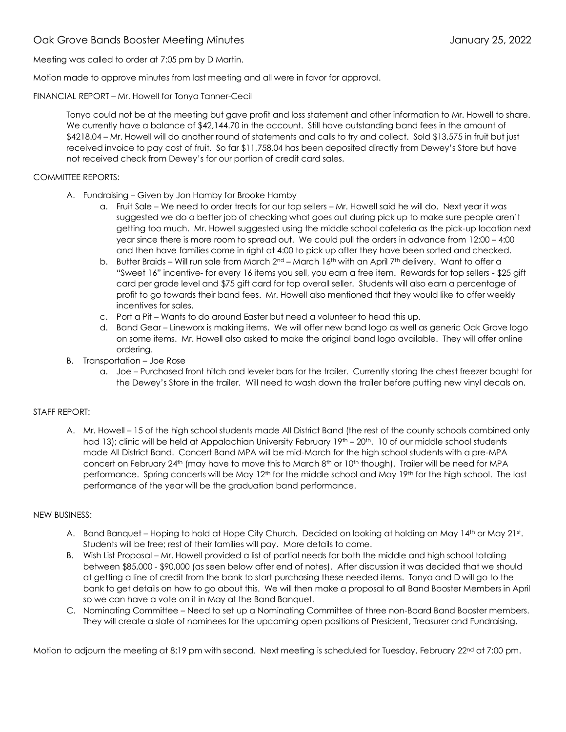# Oak Grove Bands Booster Meeting Minutes January 25, 2022

Meeting was called to order at 7:05 pm by D Martin.

Motion made to approve minutes from last meeting and all were in favor for approval.

FINANCIAL REPORT – Mr. Howell for Tonya Tanner-Cecil

Tonya could not be at the meeting but gave profit and loss statement and other information to Mr. Howell to share. We currently have a balance of $42,144.70 in the account. Still have outstanding band fees in the amount of $4218.04 – Mr. Howell will do another round of statements and calls to try and collect. Sold $13,575 in fruit but just received invoice to pay cost of fruit. So far $11,758.04 has been deposited directly from Dewey's Store but have not received check from Dewey's for our portion of credit card sales.

COMMITTEE REPORTS:

A. Fundraising – Given by Jon Hamby for Brooke Hamby
   a. Fruit Sale – We need to order treats for our top sellers – Mr. Howell said he will do. Next year it was suggested we do a better job of checking what goes out during pick up to make sure people aren't getting too much. Mr. Howell suggested using the middle school cafeteria as the pick-up location next year since there is more room to spread out. We could pull the orders in advance from 12:00 – 4:00 and then have families come in right at 4:00 to pick up after they have been sorted and checked.
   b. Butter Braids – Will run sale from March 2nd – March 16th with an April 7th delivery. Want to offer a "Sweet 16" incentive- for every 16 items you sell, you earn a free item. Rewards for top sellers - $25 gift card per grade level and $75 gift card for top overall seller. Students will also earn a percentage of profit to go towards their band fees. Mr. Howell also mentioned that they would like to offer weekly incentives for sales.
   c. Port a Pit – Wants to do around Easter but need a volunteer to head this up.
   d. Band Gear – Lineworx is making items. We will offer new band logo as well as generic Oak Grove logo on some items. Mr. Howell also asked to make the original band logo available. They will offer online ordering.
B. Transportation – Joe Rose
   a. Joe – Purchased front hitch and leveler bars for the trailer. Currently storing the chest freezer bought for the Dewey's Store in the trailer. Will need to wash down the trailer before putting new vinyl decals on.

STAFF REPORT:

A. Mr. Howell – 15 of the high school students made All District Band (the rest of the county schools combined only had 13); clinic will be held at Appalachian University February 19th – 20th. 10 of our middle school students made All District Band. Concert Band MPA will be mid-March for the high school students with a pre-MPA concert on February 24th (may have to move this to March 8th or 10th though). Trailer will be need for MPA performance. Spring concerts will be May 12th for the middle school and May 19th for the high school. The last performance of the year will be the graduation band performance.

NEW BUSINESS:

A. Band Banquet – Hoping to hold at Hope City Church. Decided on looking at holding on May 14th or May 21st. Students will be free; rest of their families will pay. More details to come.
B. Wish List Proposal – Mr. Howell provided a list of partial needs for both the middle and high school totaling between $85,000 - $90,000 (as seen below after end of notes). After discussion it was decided that we should at getting a line of credit from the bank to start purchasing these needed items. Tonya and D will go to the bank to get details on how to go about this. We will then make a proposal to all Band Booster Members in April so we can have a vote on it in May at the Band Banquet.
C. Nominating Committee – Need to set up a Nominating Committee of three non-Board Band Booster members. They will create a slate of nominees for the upcoming open positions of President, Treasurer and Fundraising.

Motion to adjourn the meeting at 8:19 pm with second. Next meeting is scheduled for Tuesday, February 22nd at 7:00 pm.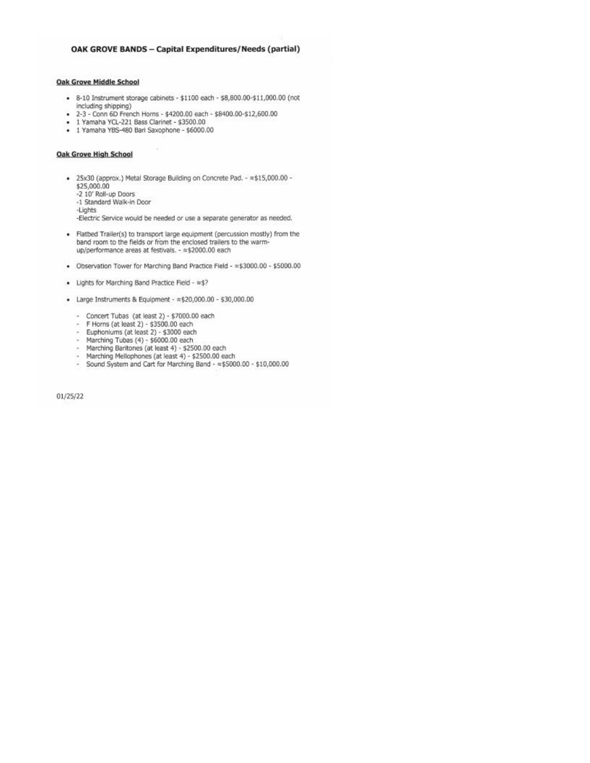# OAK GROVE BANDS – Capital Expenditures/Needs (partial)

## Oak Grove Middle School

- 8-10 Instrument storage cabinets - $1100 each - $8,800.00-$11,000.00 (not including shipping)
- 2-3 - Conn 6D French Horns - $4200.00 each - $8400.00-$12,600.00
- 1 Yamaha YCL-221 Bass Clarinet - $3500.00
- 1 Yamaha YBS-480 Bari Saxophone - $6000.00

## Oak Grove High School

- 25x30 (approx.) Metal Storage Building on Concrete Pad. - ≈$15,000.00 - $25,000.00
  -2 10' Roll-up Doors
  -1 Standard Walk-in Door
  -Lights
  -Electric Service would be needed or use a separate generator as needed.

- Flatbed Trailer(s) to transport large equipment (percussion mostly) from the band room to the fields or from the enclosed trailers to the warm-up/performance areas at festivals. - ≈$2000.00 each

- Observation Tower for Marching Band Practice Field - ≈$3000.00 - $5000.00

- Lights for Marching Band Practice Field - ≈$?

- Large Instruments & Equipment - ≈$20,000.00 - $30,000.00

  - Concert Tubas (at least 2) - $7000.00 each
  - F Horns (at least 2) - $3500.00 each
  - Euphoniums (at least 2) - $3000 each
  - Marching Tubas (4) - $6000.00 each
  - Marching Baritones (at least 4) - $2500.00 each
  - Marching Mellophones (at least 4) - $2500.00 each
  - Sound System and Cart for Marching Band - ≈$5000.00 - $10,000.00

01/25/22